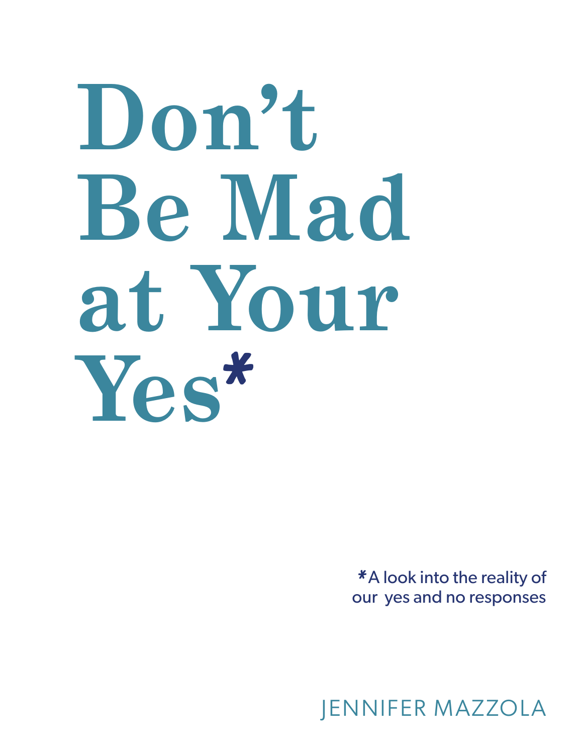# Don't Be Mad at Your Yes*

*A look into the reality of our yes and no responses

JENNIFER MAZZOLA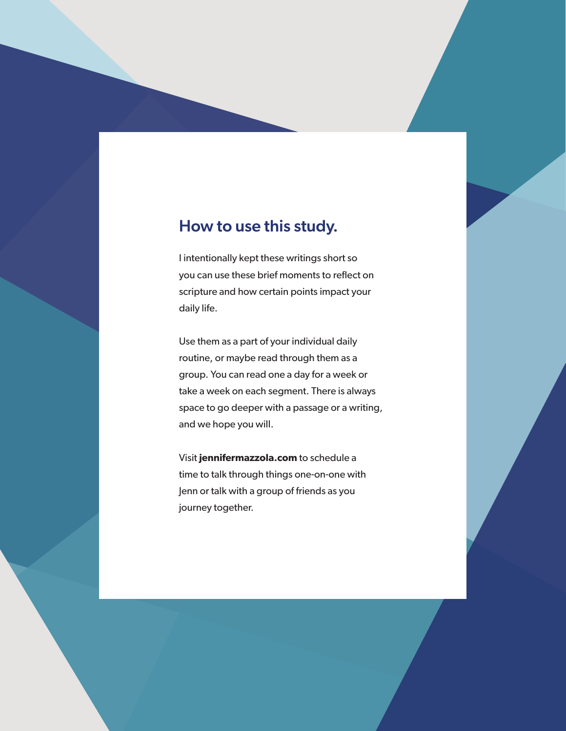## How to use this study.

I intentionally kept these writings short so you can use these brief moments to reflect on scripture and how certain points impact your daily life.

Use them as a part of your individual daily routine, or maybe read through them as a group. You can read one a day for a week or take a week on each segment. There is always space to go deeper with a passage or a writing, and we hope you will.

Visit **jennifermazzola.com** to schedule a time to talk through things one-on-one with Jenn or talk with a group of friends as you journey together.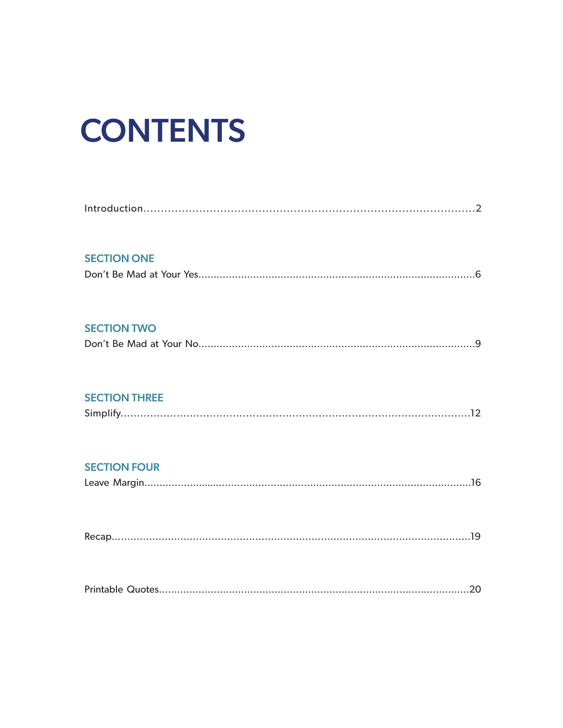# CONTENTS

Introduction........................................................................................2

**SECTION ONE**
Don't Be Mad at Your Yes........................................................................6

**SECTION TWO**
Don't Be Mad at Your No.........................................................................9

**SECTION THREE**
Simplify...............................................................................................12

**SECTION FOUR**
Leave Margin........................................................................................16

Recap...................................................................................................19

Printable Quotes...................................................................................20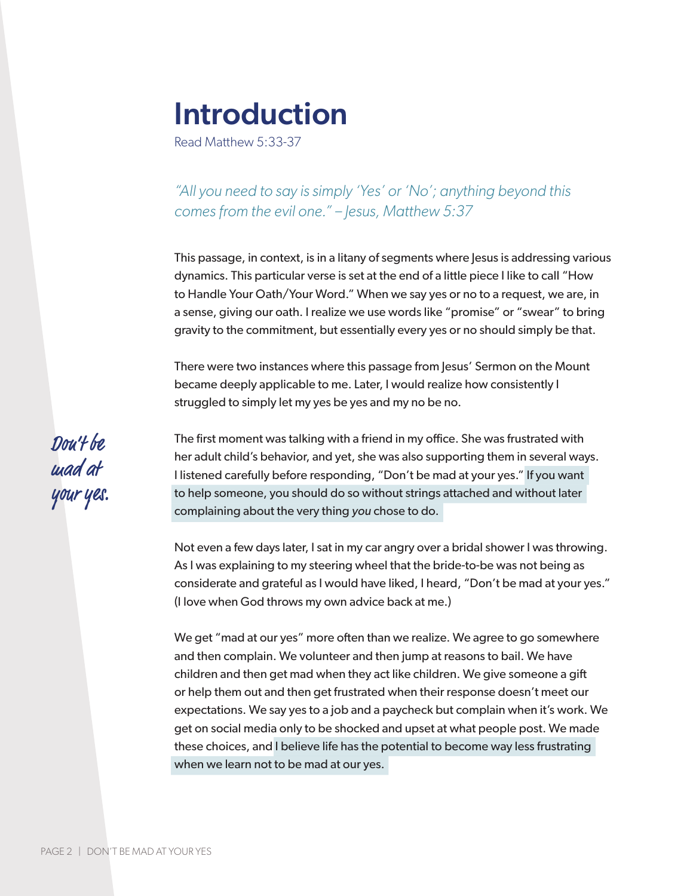# Introduction

Read Matthew 5:33-37

*"All you need to say is simply 'Yes' or 'No'; anything beyond this comes from the evil one." – Jesus, Matthew 5:37*

This passage, in context, is in a litany of segments where Jesus is addressing various dynamics. This particular verse is set at the end of a little piece I like to call "How to Handle Your Oath/Your Word." When we say yes or no to a request, we are, in a sense, giving our oath. I realize we use words like "promise" or "swear" to bring gravity to the commitment, but essentially every yes or no should simply be that.

There were two instances where this passage from Jesus' Sermon on the Mount became deeply applicable to me. Later, I would realize how consistently I struggled to simply let my yes be yes and my no be no.

*Don't be mad at your yes.*

The first moment was talking with a friend in my office. She was frustrated with her adult child's behavior, and yet, she was also supporting them in several ways. I listened carefully before responding, "Don't be mad at your yes." If you want to help someone, you should do so without strings attached and without later complaining about the very thing *you* chose to do.

Not even a few days later, I sat in my car angry over a bridal shower I was throwing. As I was explaining to my steering wheel that the bride-to-be was not being as considerate and grateful as I would have liked, I heard, "Don't be mad at your yes." (I love when God throws my own advice back at me.)

We get "mad at our yes" more often than we realize. We agree to go somewhere and then complain. We volunteer and then jump at reasons to bail. We have children and then get mad when they act like children. We give someone a gift or help them out and then get frustrated when their response doesn't meet our expectations. We say yes to a job and a paycheck but complain when it's work. We get on social media only to be shocked and upset at what people post. We made these choices, and I believe life has the potential to become way less frustrating when we learn not to be mad at our yes.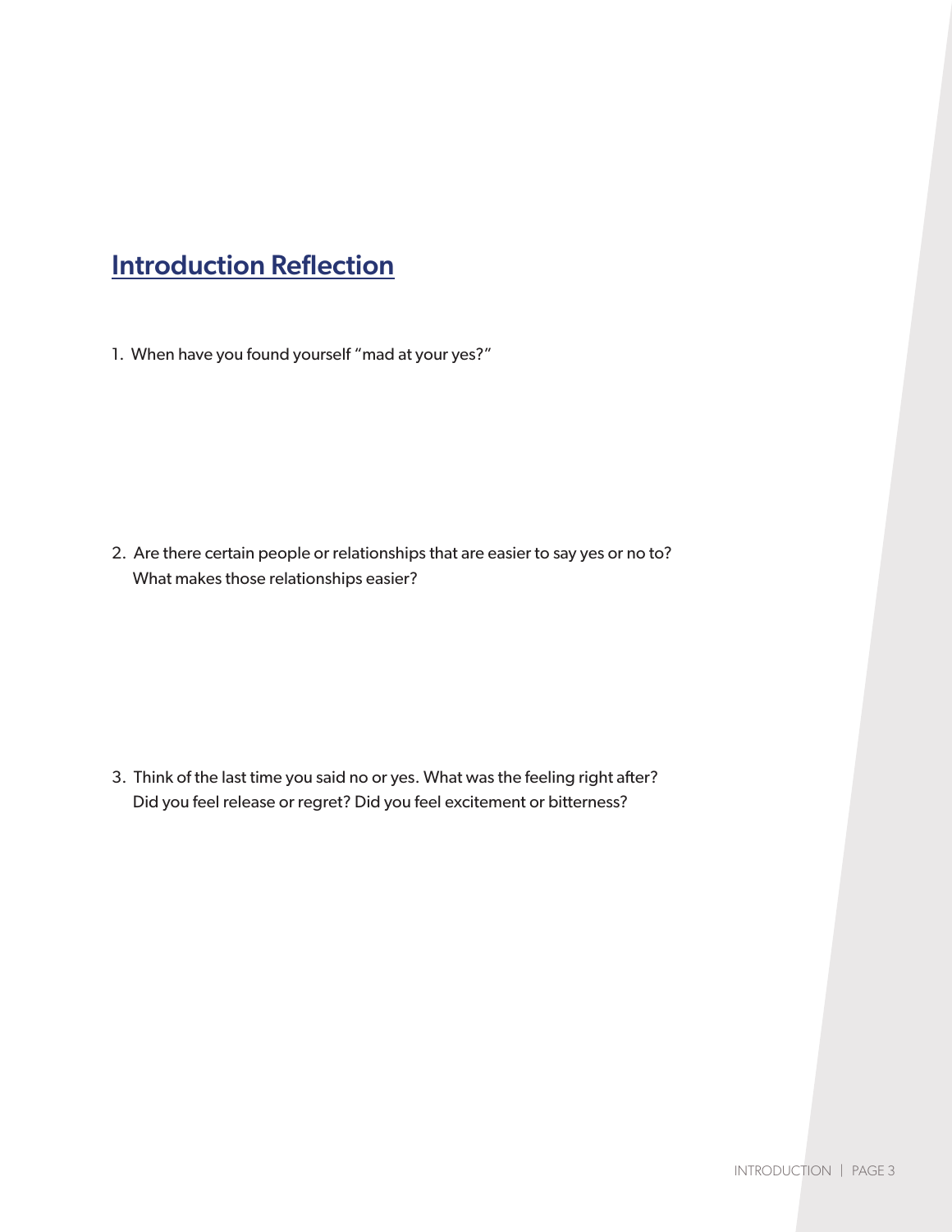## Introduction Reflection

1. When have you found yourself "mad at your yes?"

2. Are there certain people or relationships that are easier to say yes or no to? What makes those relationships easier?

3. Think of the last time you said no or yes. What was the feeling right after? Did you feel release or regret? Did you feel excitement or bitterness?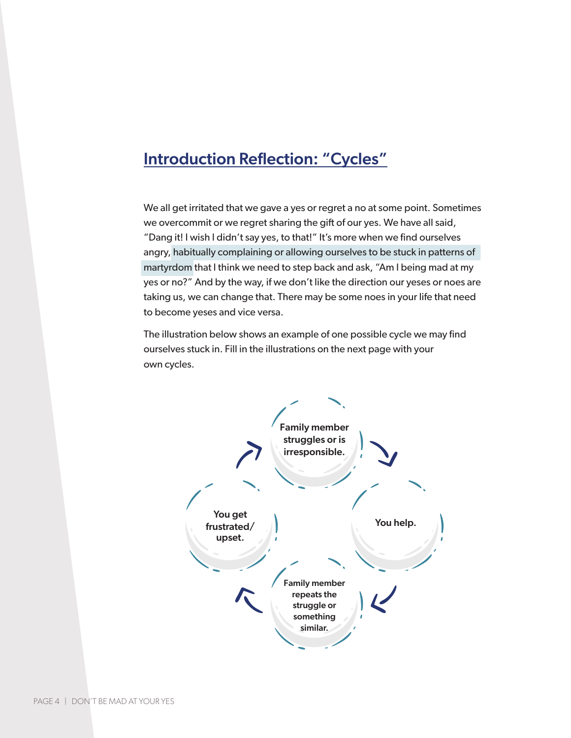## Introduction Reflection: "Cycles"

We all get irritated that we gave a yes or regret a no at some point. Sometimes we overcommit or we regret sharing the gift of our yes. We have all said, "Dang it! I wish I didn't say yes, to that!" It's more when we find ourselves angry, habitually complaining or allowing ourselves to be stuck in patterns of martyrdom that I think we need to step back and ask, "Am I being mad at my yes or no?" And by the way, if we don't like the direction our yeses or noes are taking us, we can change that. There may be some noes in your life that need to become yeses and vice versa.

The illustration below shows an example of one possible cycle we may find ourselves stuck in. Fill in the illustrations on the next page with your own cycles.

**Family member struggles or is irresponsible.**

**You help.**

**Family member repeats the struggle or something similar.**

**You get frustrated/ upset.**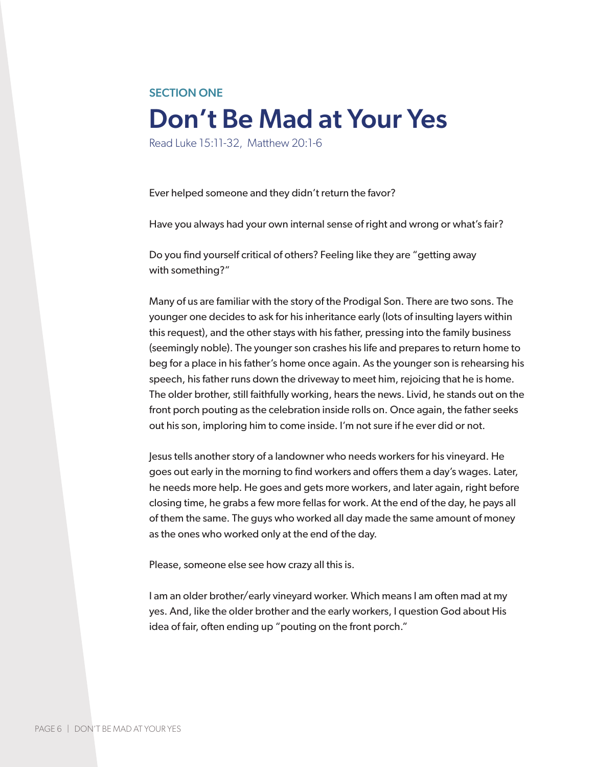SECTION ONE

# Don’t Be Mad at Your Yes

Read Luke 15:11-32, Matthew 20:1-6

Ever helped someone and they didn’t return the favor?

Have you always had your own internal sense of right and wrong or what’s fair?

Do you find yourself critical of others? Feeling like they are “getting away with something?”

Many of us are familiar with the story of the Prodigal Son. There are two sons. The younger one decides to ask for his inheritance early (lots of insulting layers within this request), and the other stays with his father, pressing into the family business (seemingly noble). The younger son crashes his life and prepares to return home to beg for a place in his father’s home once again. As the younger son is rehearsing his speech, his father runs down the driveway to meet him, rejoicing that he is home. The older brother, still faithfully working, hears the news. Livid, he stands out on the front porch pouting as the celebration inside rolls on. Once again, the father seeks out his son, imploring him to come inside. I’m not sure if he ever did or not.

Jesus tells another story of a landowner who needs workers for his vineyard. He goes out early in the morning to find workers and offers them a day’s wages. Later, he needs more help. He goes and gets more workers, and later again, right before closing time, he grabs a few more fellas for work. At the end of the day, he pays all of them the same. The guys who worked all day made the same amount of money as the ones who worked only at the end of the day.

Please, someone else see how crazy all this is.

I am an older brother/early vineyard worker. Which means I am often mad at my yes. And, like the older brother and the early workers, I question God about His idea of fair, often ending up “pouting on the front porch.”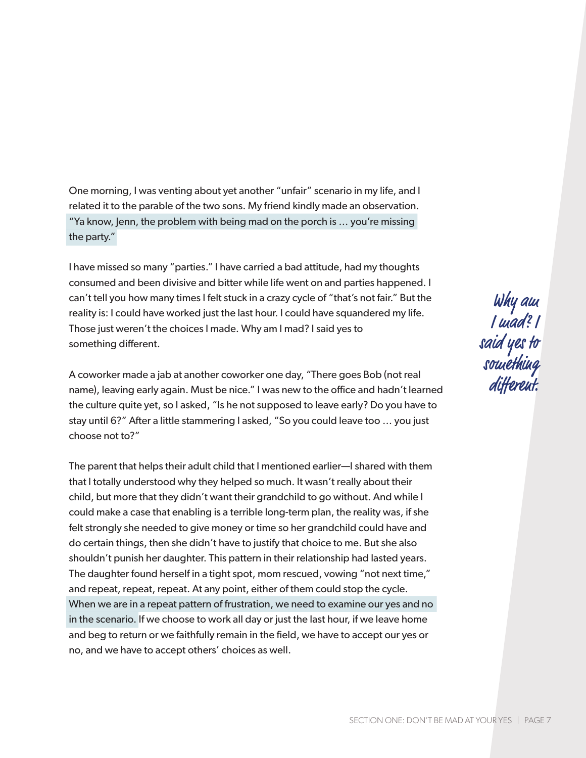One morning, I was venting about yet another "unfair" scenario in my life, and I related it to the parable of the two sons. My friend kindly made an observation. "Ya know, Jenn, the problem with being mad on the porch is … you're missing the party."

I have missed so many "parties." I have carried a bad attitude, had my thoughts consumed and been divisive and bitter while life went on and parties happened. I can't tell you how many times I felt stuck in a crazy cycle of "that's not fair." But the reality is: I could have worked just the last hour. I could have squandered my life. Those just weren't the choices I made. Why am I mad? I said yes to something different.

*Why am I mad? I said yes to something different.*

A coworker made a jab at another coworker one day, "There goes Bob (not real name), leaving early again. Must be nice." I was new to the office and hadn't learned the culture quite yet, so I asked, "Is he not supposed to leave early? Do you have to stay until 6?" After a little stammering I asked, "So you could leave too … you just choose not to?"

The parent that helps their adult child that I mentioned earlier—I shared with them that I totally understood why they helped so much. It wasn't really about their child, but more that they didn't want their grandchild to go without. And while I could make a case that enabling is a terrible long-term plan, the reality was, if she felt strongly she needed to give money or time so her grandchild could have and do certain things, then she didn't have to justify that choice to me. But she also shouldn't punish her daughter. This pattern in their relationship had lasted years. The daughter found herself in a tight spot, mom rescued, vowing "not next time," and repeat, repeat, repeat. At any point, either of them could stop the cycle. When we are in a repeat pattern of frustration, we need to examine our yes and no in the scenario. If we choose to work all day or just the last hour, if we leave home and beg to return or we faithfully remain in the field, we have to accept our yes or no, and we have to accept others' choices as well.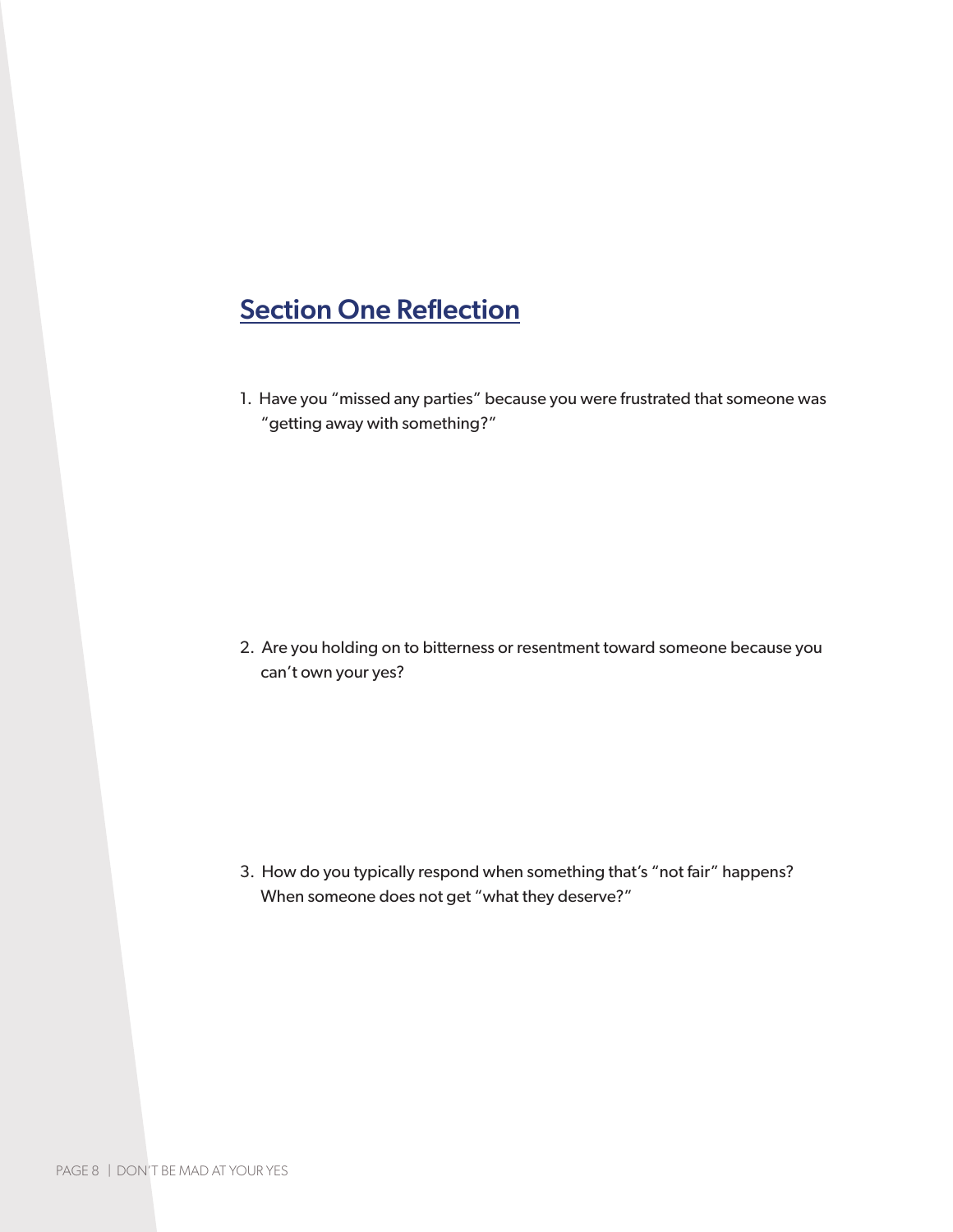## Section One Reflection

1. Have you "missed any parties" because you were frustrated that someone was "getting away with something?"

2. Are you holding on to bitterness or resentment toward someone because you can't own your yes?

3. How do you typically respond when something that's "not fair" happens? When someone does not get "what they deserve?"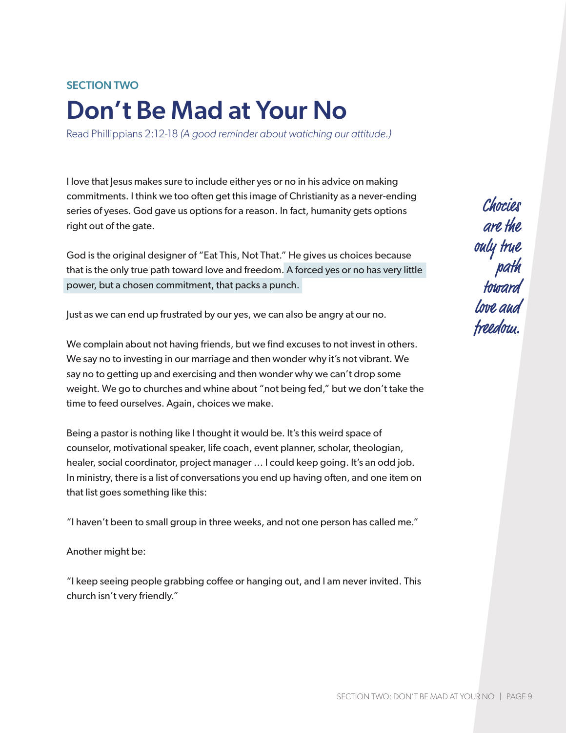SECTION TWO

# Don't Be Mad at Your No

Read Phillippians 2:12-18 *(A good reminder about watching our attitude.)*

I love that Jesus makes sure to include either yes or no in his advice on making commitments. I think we too often get this image of Christianity as a never-ending series of yeses. God gave us options for a reason. In fact, humanity gets options right out of the gate.

God is the original designer of "Eat This, Not That." He gives us choices because that is the only true path toward love and freedom. A forced yes or no has very little power, but a chosen commitment, that packs a punch.

*Chocies are the only true path toward love and freedom.*

Just as we can end up frustrated by our yes, we can also be angry at our no.

We complain about not having friends, but we find excuses to not invest in others. We say no to investing in our marriage and then wonder why it's not vibrant. We say no to getting up and exercising and then wonder why we can't drop some weight. We go to churches and whine about "not being fed," but we don't take the time to feed ourselves. Again, choices we make.

Being a pastor is nothing like I thought it would be. It's this weird space of counselor, motivational speaker, life coach, event planner, scholar, theologian, healer, social coordinator, project manager … I could keep going. It's an odd job. In ministry, there is a list of conversations you end up having often, and one item on that list goes something like this:

"I haven't been to small group in three weeks, and not one person has called me."

Another might be:

"I keep seeing people grabbing coffee or hanging out, and I am never invited. This church isn't very friendly."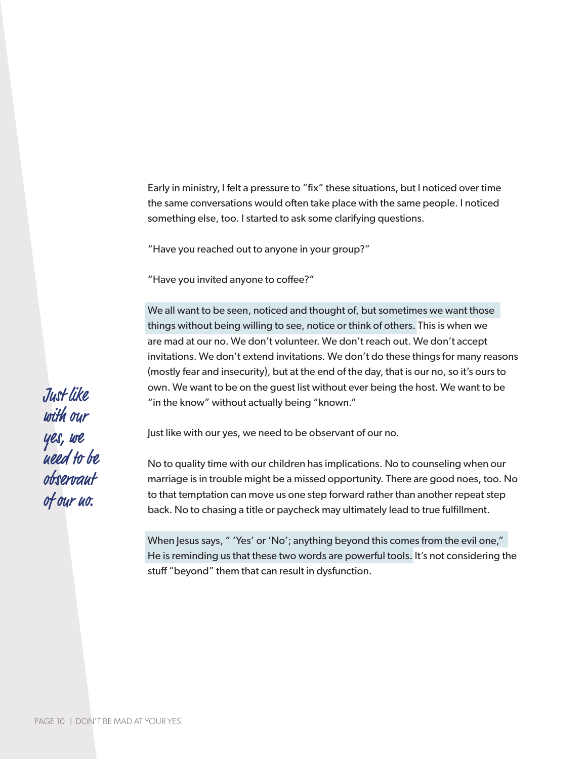Early in ministry, I felt a pressure to "fix" these situations, but I noticed over time the same conversations would often take place with the same people. I noticed something else, too. I started to ask some clarifying questions.

"Have you reached out to anyone in your group?"

"Have you invited anyone to coffee?"

We all want to be seen, noticed and thought of, but sometimes we want those things without being willing to see, notice or think of others. This is when we are mad at our no. We don't volunteer. We don't reach out. We don't accept invitations. We don't extend invitations. We don't do these things for many reasons (mostly fear and insecurity), but at the end of the day, that is our no, so it's ours to own. We want to be on the guest list without ever being the host. We want to be "in the know" without actually being "known."

*Just like with our yes, we need to be observant of our no.*

Just like with our yes, we need to be observant of our no.

No to quality time with our children has implications. No to counseling when our marriage is in trouble might be a missed opportunity. There are good noes, too. No to that temptation can move us one step forward rather than another repeat step back. No to chasing a title or paycheck may ultimately lead to true fulfillment.

When Jesus says, " 'Yes' or 'No'; anything beyond this comes from the evil one," He is reminding us that these two words are powerful tools. It's not considering the stuff "beyond" them that can result in dysfunction.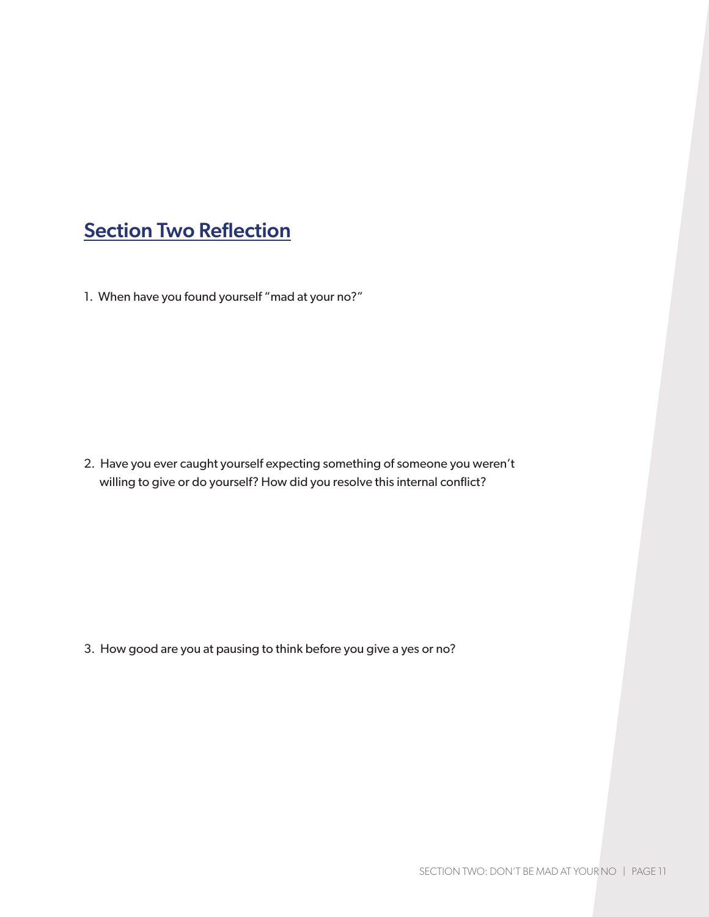## Section Two Reflection

1. When have you found yourself "mad at your no?"

2. Have you ever caught yourself expecting something of someone you weren't willing to give or do yourself? How did you resolve this internal conflict?

3. How good are you at pausing to think before you give a yes or no?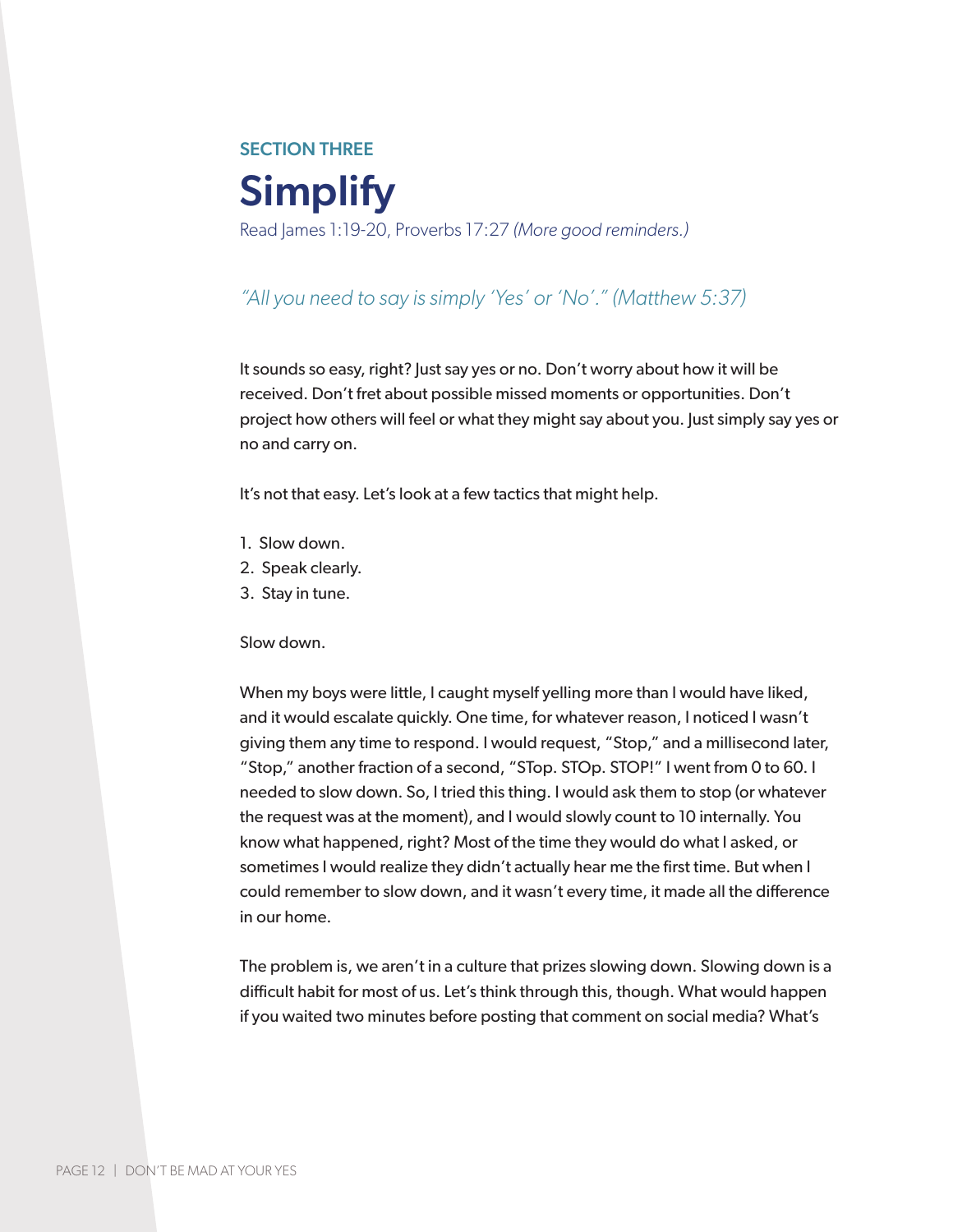SECTION THREE

# Simplify

Read James 1:19-20, Proverbs 17:27 *(More good reminders.)*

*"All you need to say is simply 'Yes' or 'No'." (Matthew 5:37)*

It sounds so easy, right? Just say yes or no. Don't worry about how it will be received. Don't fret about possible missed moments or opportunities. Don't project how others will feel or what they might say about you. Just simply say yes or no and carry on.

It's not that easy. Let's look at a few tactics that might help.

1. Slow down.
2. Speak clearly.
3. Stay in tune.

Slow down.

When my boys were little, I caught myself yelling more than I would have liked, and it would escalate quickly. One time, for whatever reason, I noticed I wasn't giving them any time to respond. I would request, "Stop," and a millisecond later, "Stop," another fraction of a second, "STop. STOp. STOP!" I went from 0 to 60. I needed to slow down. So, I tried this thing. I would ask them to stop (or whatever the request was at the moment), and I would slowly count to 10 internally. You know what happened, right? Most of the time they would do what I asked, or sometimes I would realize they didn't actually hear me the first time. But when I could remember to slow down, and it wasn't every time, it made all the difference in our home.

The problem is, we aren't in a culture that prizes slowing down. Slowing down is a difficult habit for most of us. Let's think through this, though. What would happen if you waited two minutes before posting that comment on social media? What's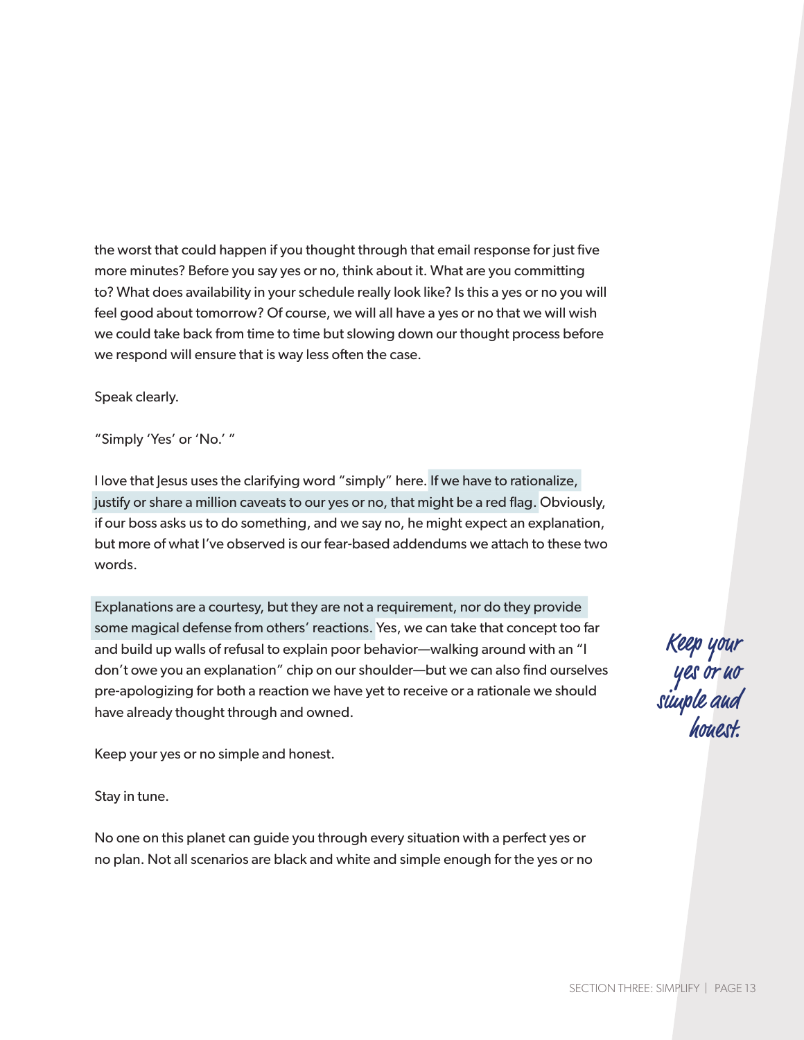the worst that could happen if you thought through that email response for just five more minutes? Before you say yes or no, think about it. What are you committing to? What does availability in your schedule really look like? Is this a yes or no you will feel good about tomorrow? Of course, we will all have a yes or no that we will wish we could take back from time to time but slowing down our thought process before we respond will ensure that is way less often the case.

Speak clearly.

"Simply 'Yes' or 'No.' "

I love that Jesus uses the clarifying word "simply" here. If we have to rationalize, justify or share a million caveats to our yes or no, that might be a red flag. Obviously, if our boss asks us to do something, and we say no, he might expect an explanation, but more of what I've observed is our fear-based addendums we attach to these two words.

Explanations are a courtesy, but they are not a requirement, nor do they provide some magical defense from others' reactions. Yes, we can take that concept too far and build up walls of refusal to explain poor behavior—walking around with an "I don't owe you an explanation" chip on our shoulder—but we can also find ourselves pre-apologizing for both a reaction we have yet to receive or a rationale we should have already thought through and owned.

*Keep your yes or no simple and honest.*

Keep your yes or no simple and honest.

Stay in tune.

No one on this planet can guide you through every situation with a perfect yes or no plan. Not all scenarios are black and white and simple enough for the yes or no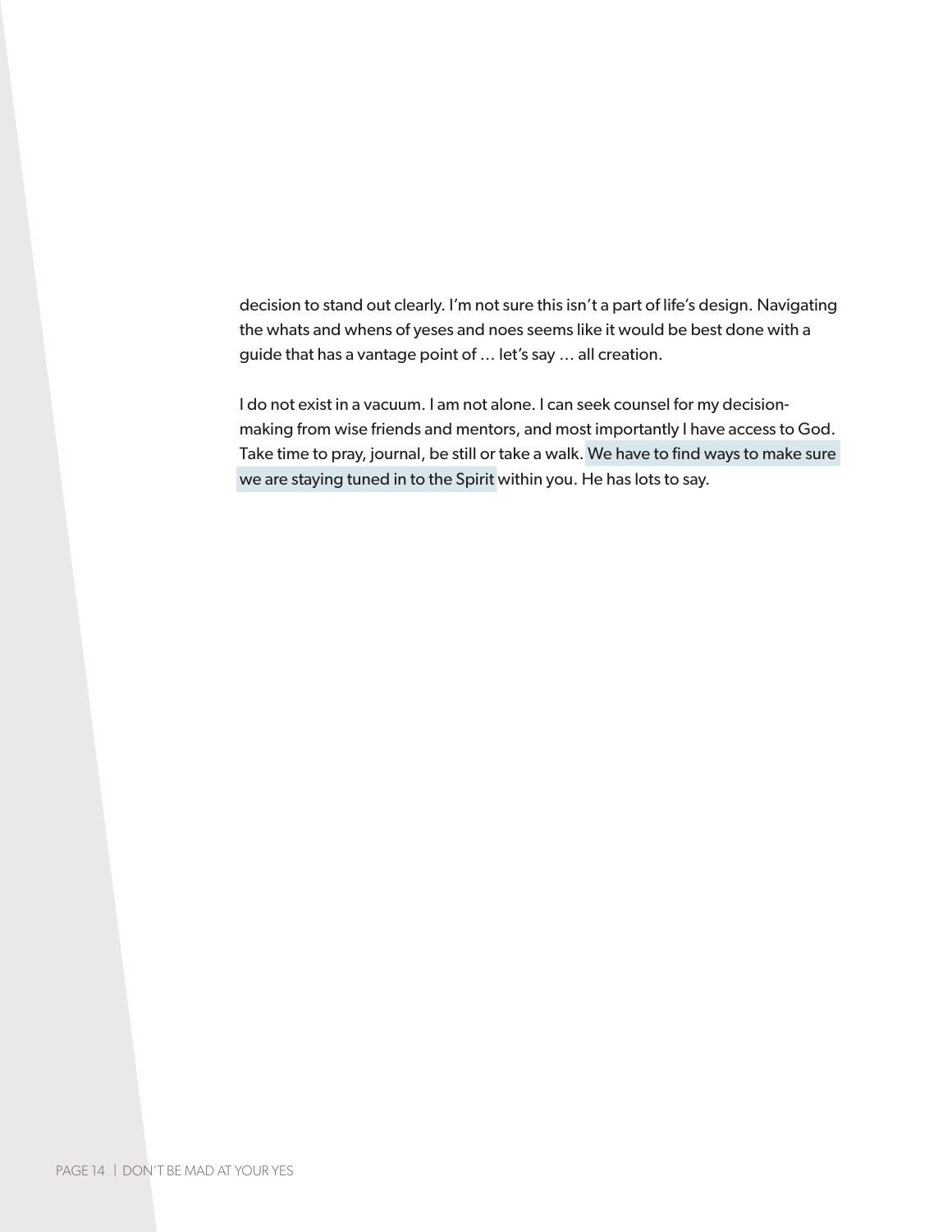decision to stand out clearly. I'm not sure this isn't a part of life's design. Navigating the whats and whens of yeses and noes seems like it would be best done with a guide that has a vantage point of … let's say … all creation.

I do not exist in a vacuum. I am not alone. I can seek counsel for my decision-making from wise friends and mentors, and most importantly I have access to God. Take time to pray, journal, be still or take a walk. We have to find ways to make sure we are staying tuned in to the Spirit within you. He has lots to say.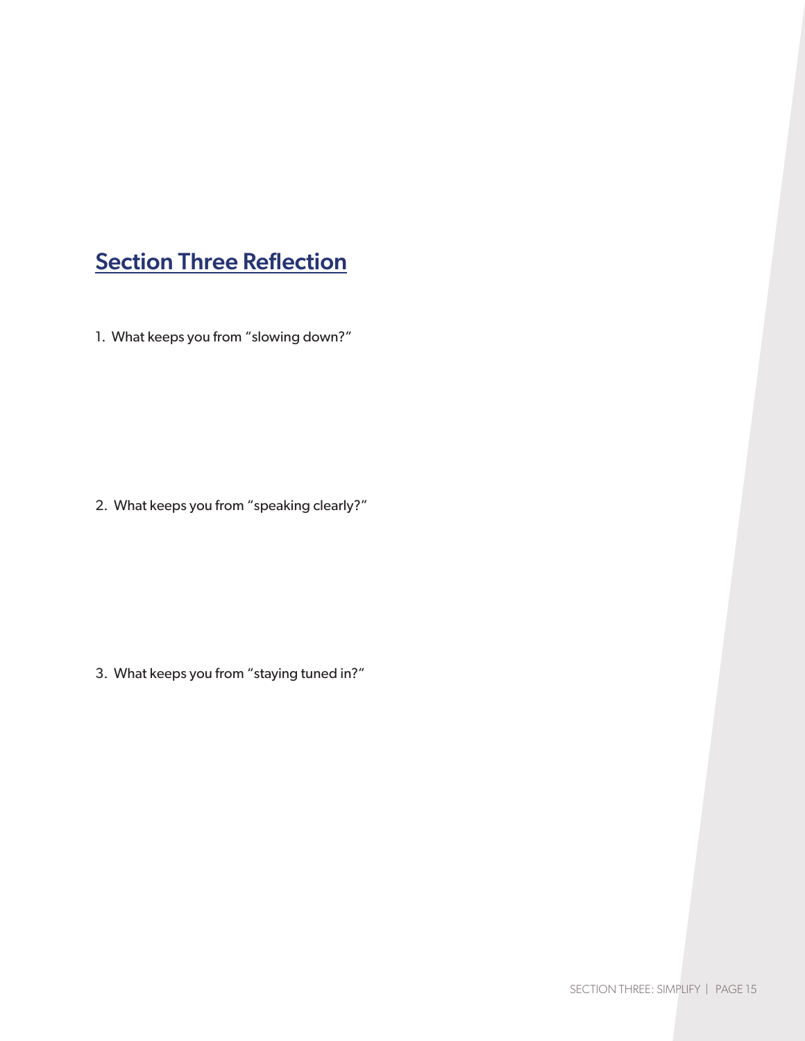## Section Three Reflection

1. What keeps you from "slowing down?"

2. What keeps you from "speaking clearly?"

3. What keeps you from "staying tuned in?"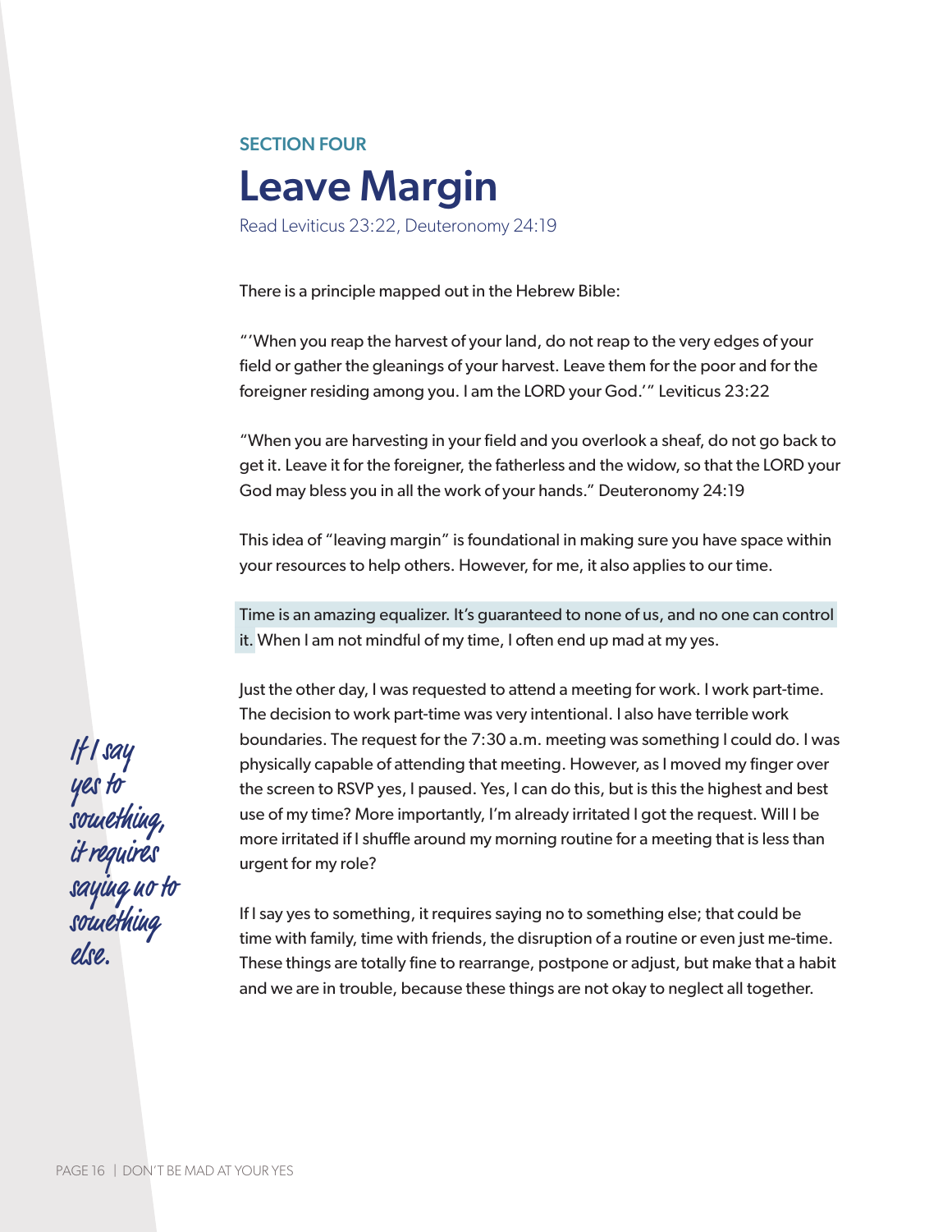SECTION FOUR

# Leave Margin

Read Leviticus 23:22, Deuteronomy 24:19

There is a principle mapped out in the Hebrew Bible:

"'When you reap the harvest of your land, do not reap to the very edges of your field or gather the gleanings of your harvest. Leave them for the poor and for the foreigner residing among you. I am the LORD your God.'" Leviticus 23:22

"When you are harvesting in your field and you overlook a sheaf, do not go back to get it. Leave it for the foreigner, the fatherless and the widow, so that the LORD your God may bless you in all the work of your hands." Deuteronomy 24:19

This idea of "leaving margin" is foundational in making sure you have space within your resources to help others. However, for me, it also applies to our time.

Time is an amazing equalizer. It's guaranteed to none of us, and no one can control it. When I am not mindful of my time, I often end up mad at my yes.

*If I say yes to something, it requires saying no to something else.*

Just the other day, I was requested to attend a meeting for work. I work part-time. The decision to work part-time was very intentional. I also have terrible work boundaries. The request for the 7:30 a.m. meeting was something I could do. I was physically capable of attending that meeting. However, as I moved my finger over the screen to RSVP yes, I paused. Yes, I can do this, but is this the highest and best use of my time? More importantly, I'm already irritated I got the request. Will I be more irritated if I shuffle around my morning routine for a meeting that is less than urgent for my role?

If I say yes to something, it requires saying no to something else; that could be time with family, time with friends, the disruption of a routine or even just me-time. These things are totally fine to rearrange, postpone or adjust, but make that a habit and we are in trouble, because these things are not okay to neglect all together.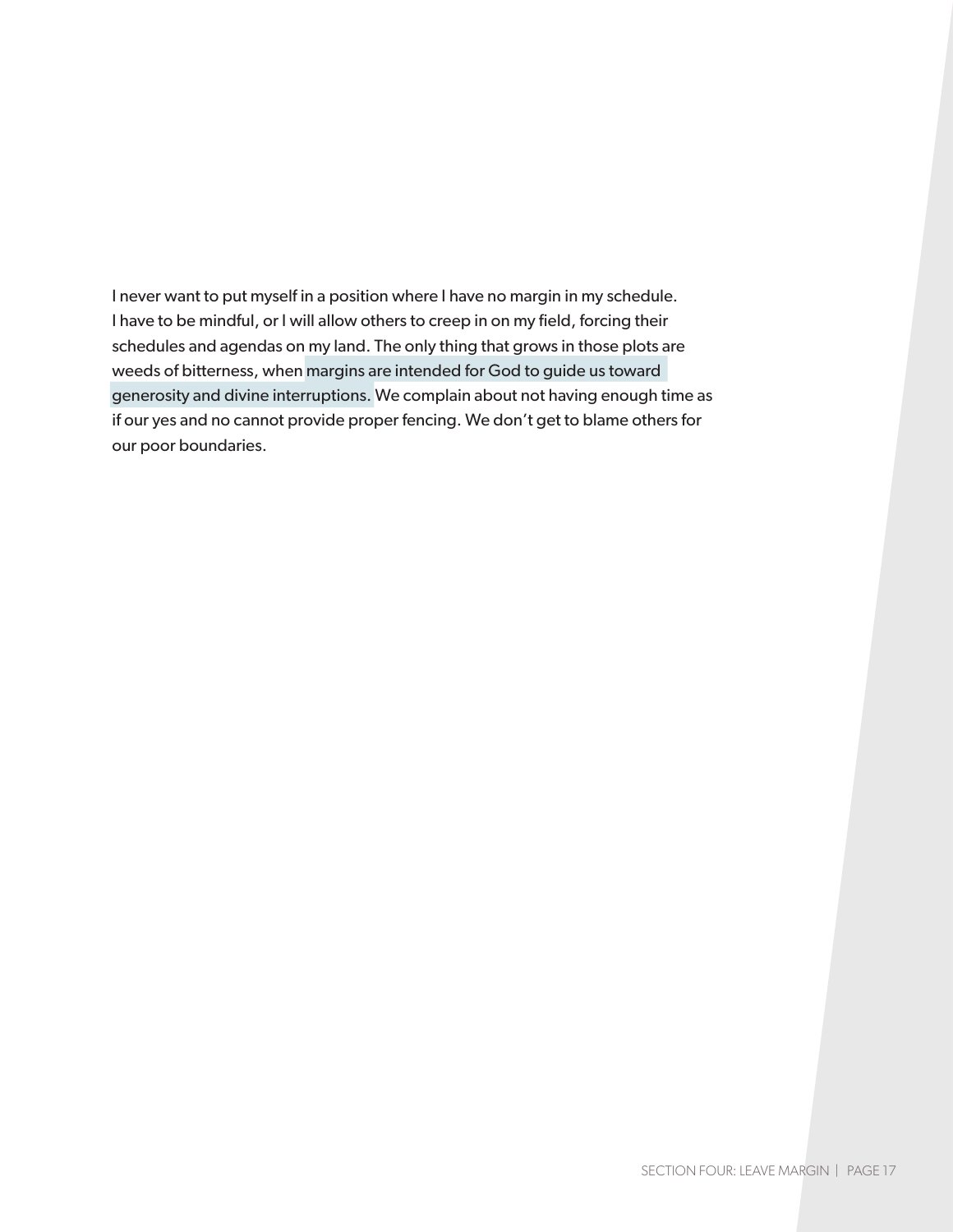I never want to put myself in a position where I have no margin in my schedule. I have to be mindful, or I will allow others to creep in on my field, forcing their schedules and agendas on my land. The only thing that grows in those plots are weeds of bitterness, when margins are intended for God to guide us toward generosity and divine interruptions. We complain about not having enough time as if our yes and no cannot provide proper fencing. We don't get to blame others for our poor boundaries.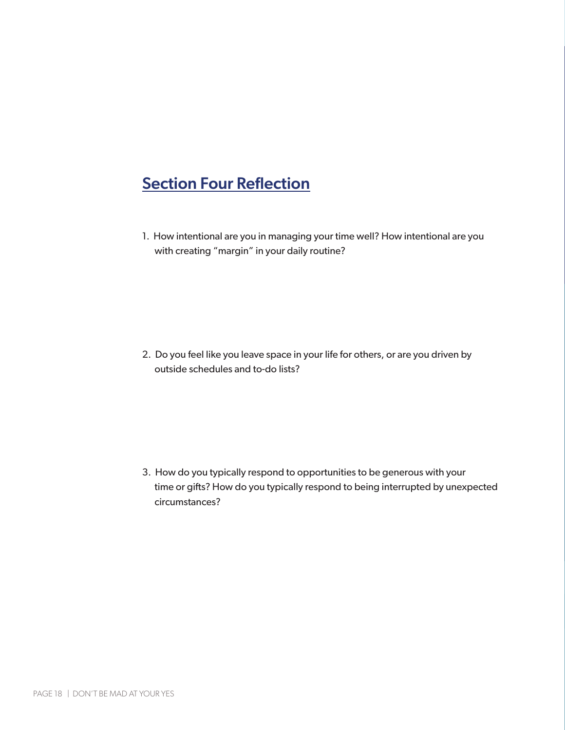## Section Four Reflection

1. How intentional are you in managing your time well? How intentional are you with creating "margin" in your daily routine?

2. Do you feel like you leave space in your life for others, or are you driven by outside schedules and to-do lists?

3. How do you typically respond to opportunities to be generous with your time or gifts? How do you typically respond to being interrupted by unexpected circumstances?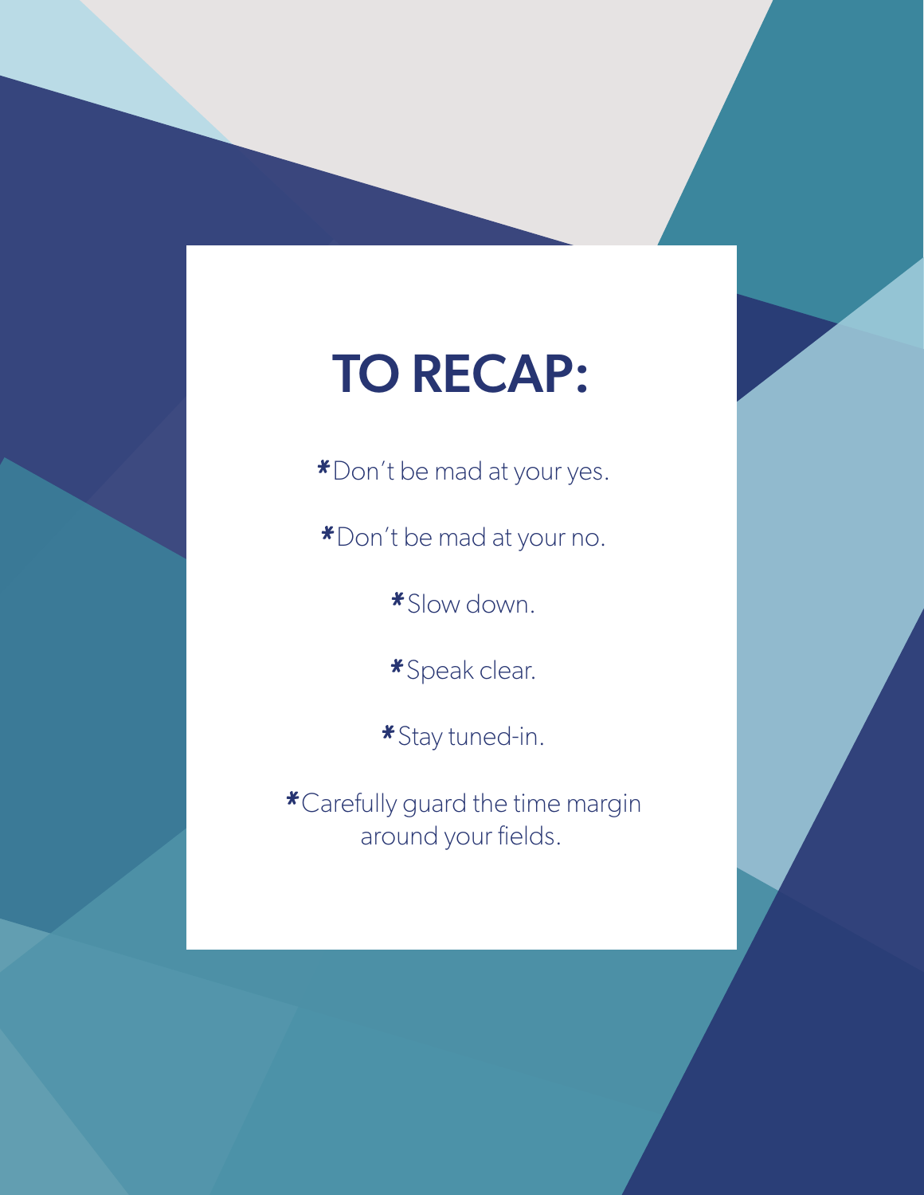# TO RECAP:

*Don't be mad at your yes.

*Don't be mad at your no.

*Slow down.

*Speak clear.

*Stay tuned-in.

*Carefully guard the time margin around your fields.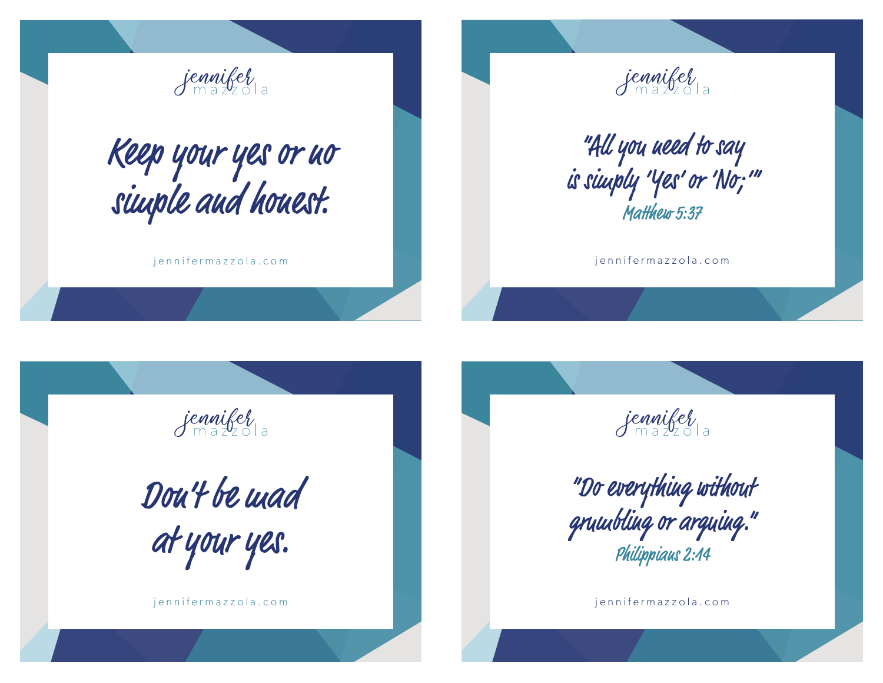jennifer mazzola

Keep your yes or no simple and honest.

jennifermazzola.com

---

jennifer mazzola

"All you need to say is simply 'Yes' or 'No;'"

Matthew 5:37

jennifermazzola.com

---

jennifer mazzola

Don't be mad at your yes.

jennifermazzola.com

---

jennifer mazzola

"Do everything without grumbling or arguing."

Philippians 2:14

jennifermazzola.com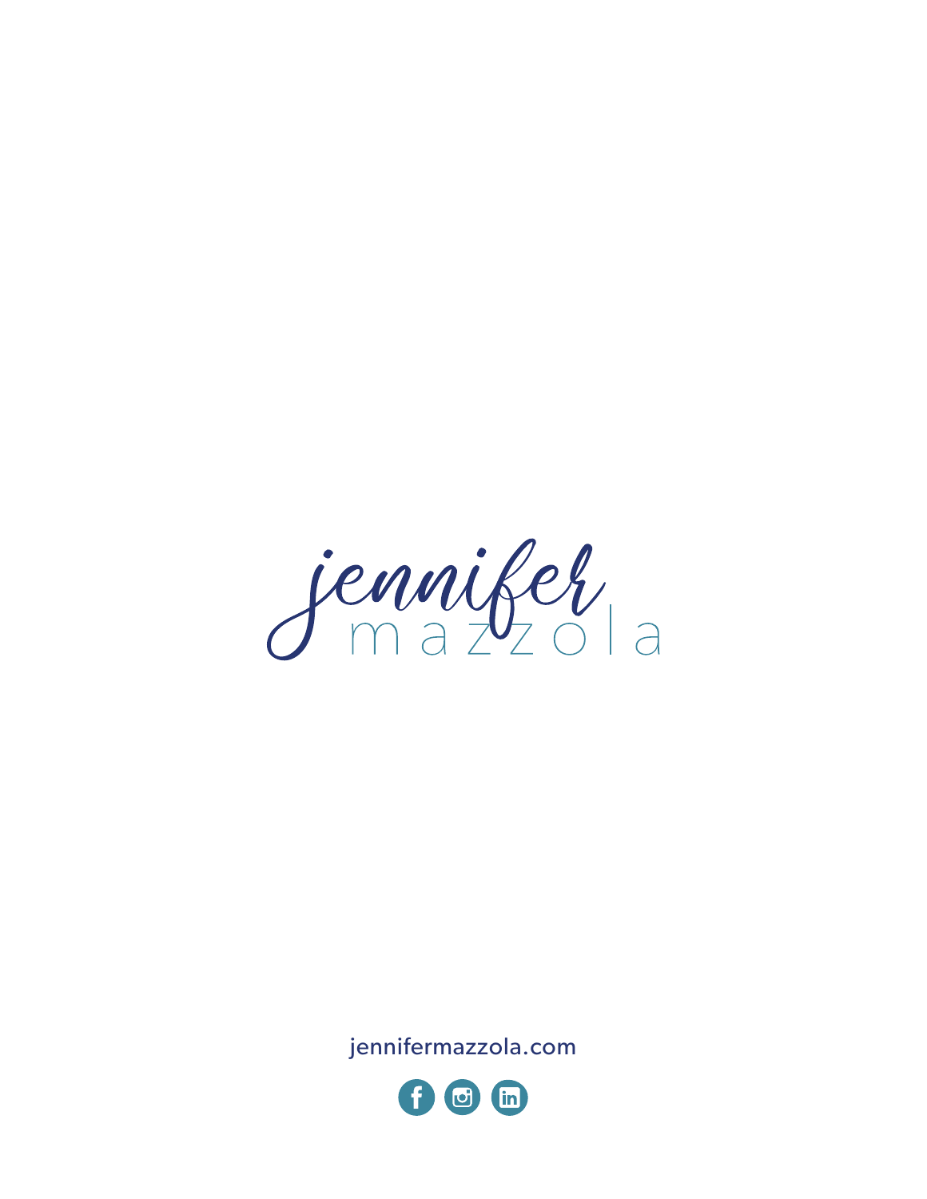jennifer mazzola

jennifermazzola.com